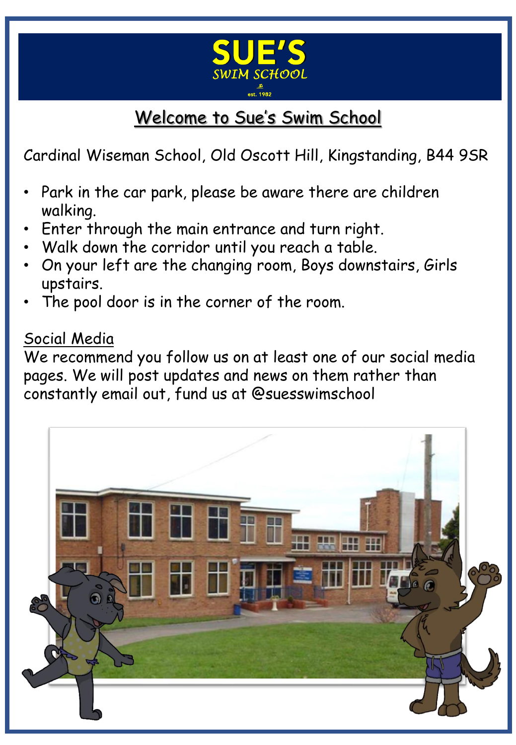# SUE'S
SWIM SCHOOL

est. 1982

## Welcome to Sue's Swim School

Cardinal Wiseman School, Old Oscott Hill, Kingstanding, B44 9SR

- Park in the car park, please be aware there are children walking.
- Enter through the main entrance and turn right.
- Walk down the corridor until you reach a table.
- On your left are the changing room, Boys downstairs, Girls upstairs.
- The pool door is in the corner of the room.

### Social Media

We recommend you follow us on at least one of our social media pages. We will post updates and news on them rather than constantly email out, fund us at @suesswimschool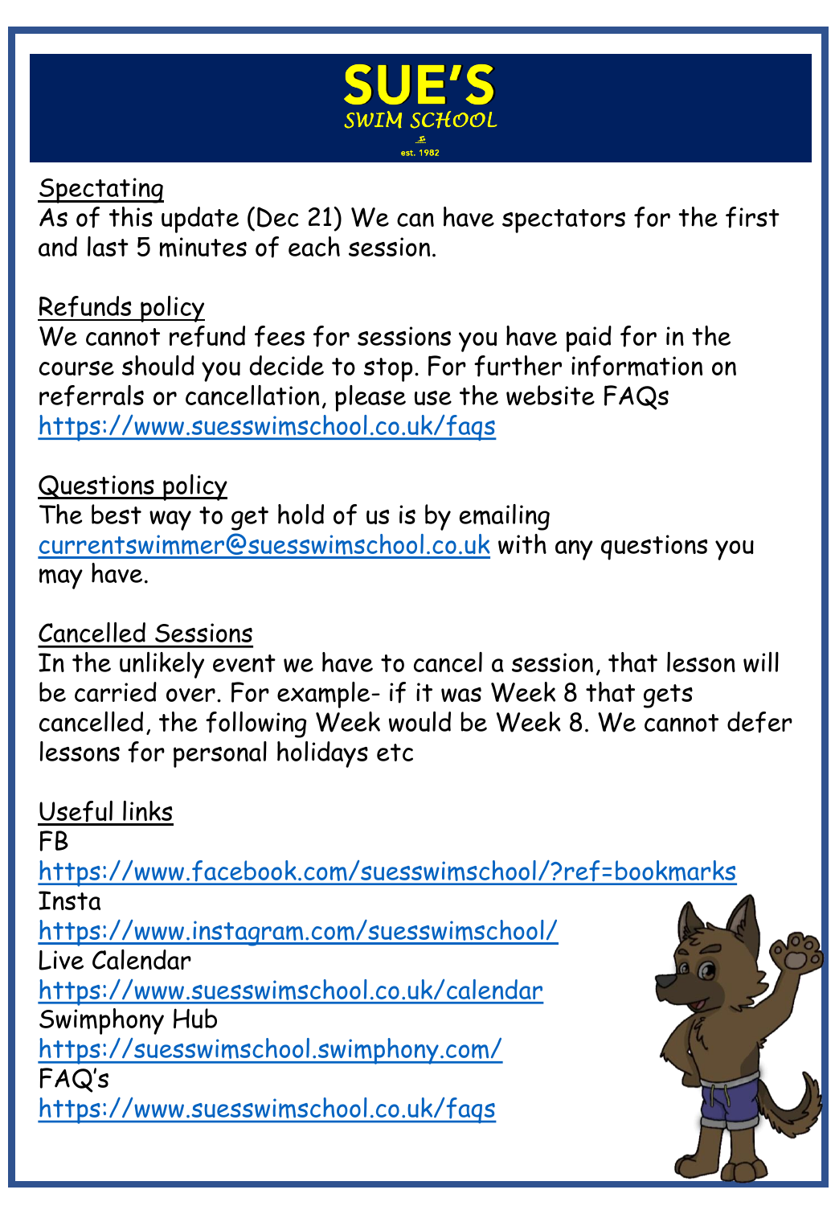# SUE'S

*SWIM SCHOOL*

est. 1982

## Spectating

As of this update (Dec 21) We can have spectators for the first and last 5 minutes of each session.

## Refunds policy

We cannot refund fees for sessions you have paid for in the course should you decide to stop. For further information on referrals or cancellation, please use the website FAQs https://www.suesswimschool.co.uk/faqs

## Questions policy

The best way to get hold of us is by emailing currentswimmer@suesswimschool.co.uk with any questions you may have.

## Cancelled Sessions

In the unlikely event we have to cancel a session, that lesson will be carried over. For example- if it was Week 8 that gets cancelled, the following Week would be Week 8. We cannot defer lessons for personal holidays etc

## Useful links

FB
https://www.facebook.com/suesswimschool/?ref=bookmarks
Insta
https://www.instagram.com/suesswimschool/
Live Calendar
https://www.suesswimschool.co.uk/calendar
Swimphony Hub
https://suesswimschool.swimphony.com/
FAQ's
https://www.suesswimschool.co.uk/faqs